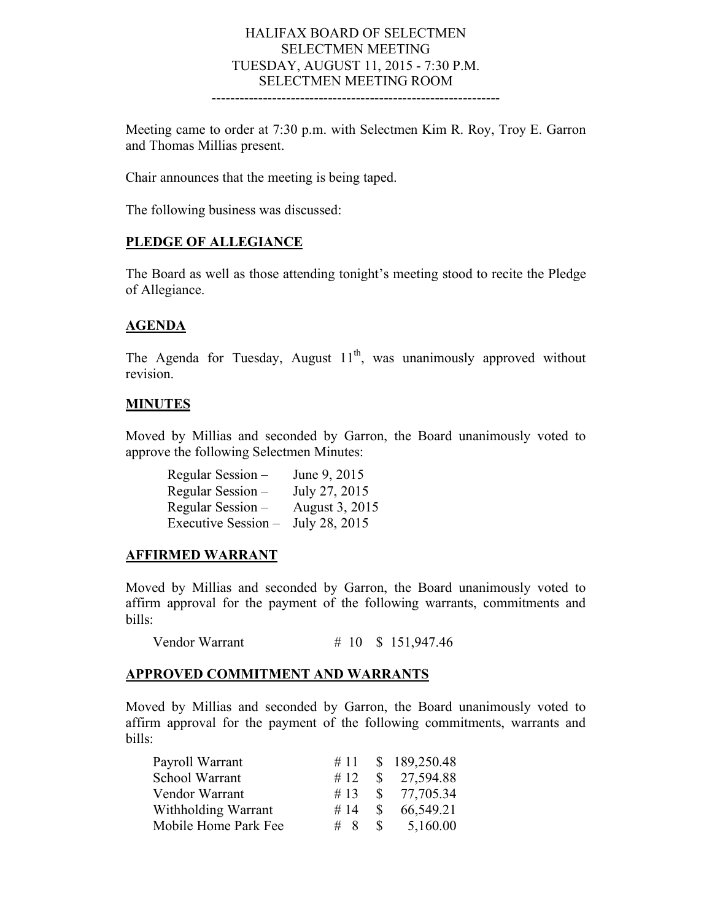HALIFAX BOARD OF SELECTMEN
SELECTMEN MEETING
TUESDAY, AUGUST 11, 2015 - 7:30 P.M.
SELECTMEN MEETING ROOM

---

Meeting came to order at 7:30 p.m. with Selectmen Kim R. Roy, Troy E. Garron and Thomas Millias present.

Chair announces that the meeting is being taped.

The following business was discussed:

## PLEDGE OF ALLEGIANCE

The Board as well as those attending tonight's meeting stood to recite the Pledge of Allegiance.

## AGENDA

The Agenda for Tuesday, August 11th, was unanimously approved without revision.

## MINUTES

Moved by Millias and seconded by Garron, the Board unanimously voted to approve the following Selectmen Minutes:

| | |
|---|---|
| Regular Session – | June 9, 2015 |
| Regular Session – | July 27, 2015 |
| Regular Session – | August 3, 2015 |
| Executive Session – | July 28, 2015 |

## AFFIRMED WARRANT

Moved by Millias and seconded by Garron, the Board unanimously voted to affirm approval for the payment of the following warrants, commitments and bills:

| | | |
|---|---|---|
| Vendor Warrant | # 10 | $ 151,947.46 |

## APPROVED COMMITMENT AND WARRANTS

Moved by Millias and seconded by Garron, the Board unanimously voted to affirm approval for the payment of the following commitments, warrants and bills:

| | | |
|---|---|---|
| Payroll Warrant | # 11 | $ 189,250.48 |
| School Warrant | # 12 | $ 27,594.88 |
| Vendor Warrant | # 13 | $ 77,705.34 |
| Withholding Warrant | # 14 | $ 66,549.21 |
| Mobile Home Park Fee | # 8 | $ 5,160.00 |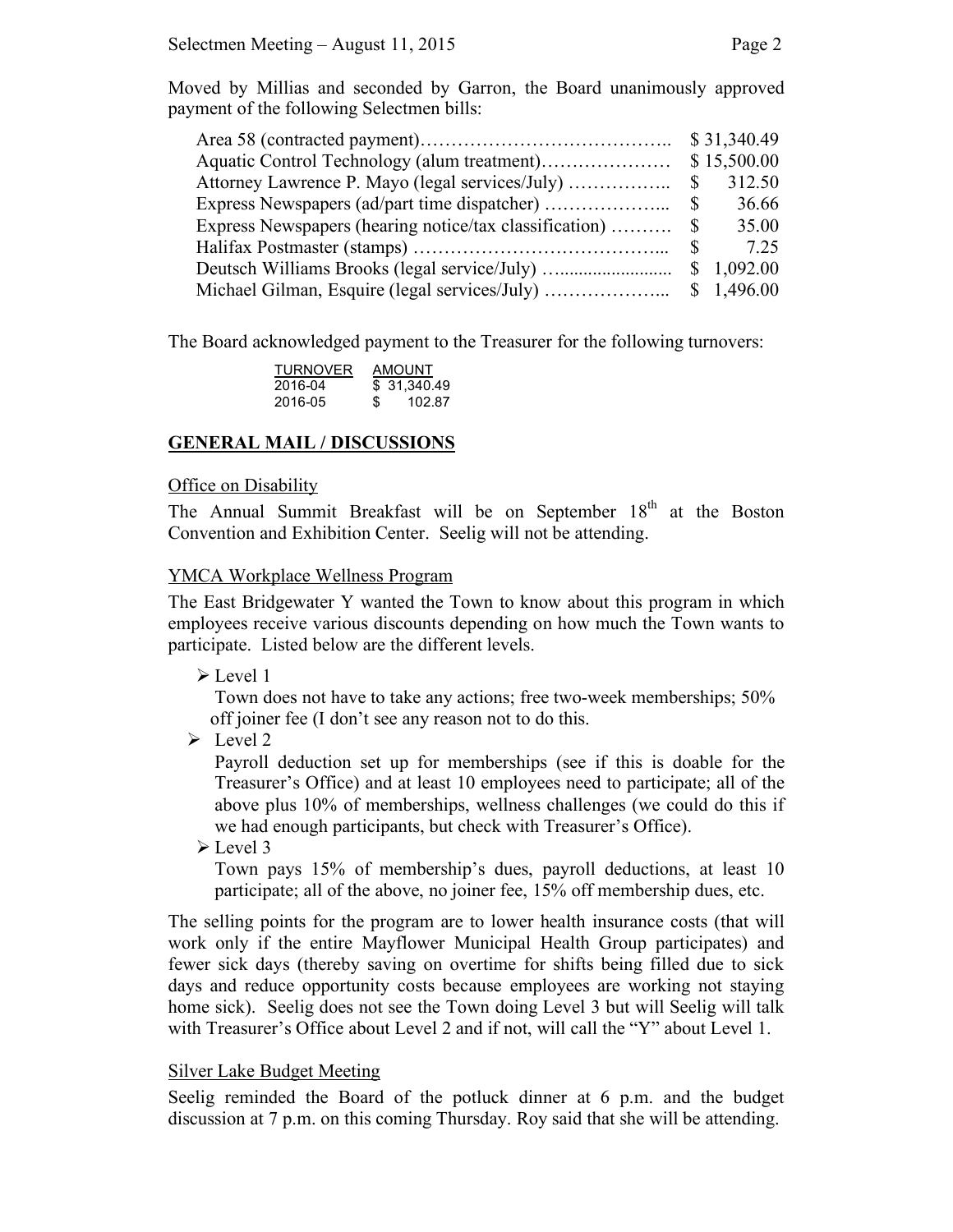Moved by Millias and seconded by Garron, the Board unanimously approved payment of the following Selectmen bills:

| | |
|---|---|
| Area 58 (contracted payment)………………………………….. | $ 31,340.49 |
| Aquatic Control Technology (alum treatment)………………… | $ 15,500.00 |
| Attorney Lawrence P. Mayo (legal services/July) …………….. | $ 312.50 |
| Express Newspapers (ad/part time dispatcher) ………………... | $ 36.66 |
| Express Newspapers (hearing notice/tax classification) ………. | $ 35.00 |
| Halifax Postmaster (stamps) ………………………………….. | $ 7.25 |
| Deutsch Williams Brooks (legal service/July) …....................... | $ 1,092.00 |
| Michael Gilman, Esquire (legal services/July) ………………... | $ 1,496.00 |

The Board acknowledged payment to the Treasurer for the following turnovers:

| TURNOVER | AMOUNT |
|---|---|
| 2016-04 | $ 31,340.49 |
| 2016-05 | $ 102.87 |

## GENERAL MAIL / DISCUSSIONS

Office on Disability

The Annual Summit Breakfast will be on September 18th at the Boston Convention and Exhibition Center. Seelig will not be attending.

YMCA Workplace Wellness Program

The East Bridgewater Y wanted the Town to know about this program in which employees receive various discounts depending on how much the Town wants to participate. Listed below are the different levels.

- Level 1
  Town does not have to take any actions; free two-week memberships; 50% off joiner fee (I don't see any reason not to do this.
- Level 2
  Payroll deduction set up for memberships (see if this is doable for the Treasurer's Office) and at least 10 employees need to participate; all of the above plus 10% of memberships, wellness challenges (we could do this if we had enough participants, but check with Treasurer's Office).
- Level 3
  Town pays 15% of membership's dues, payroll deductions, at least 10 participate; all of the above, no joiner fee, 15% off membership dues, etc.

The selling points for the program are to lower health insurance costs (that will work only if the entire Mayflower Municipal Health Group participates) and fewer sick days (thereby saving on overtime for shifts being filled due to sick days and reduce opportunity costs because employees are working not staying home sick). Seelig does not see the Town doing Level 3 but will Seelig will talk with Treasurer's Office about Level 2 and if not, will call the "Y" about Level 1.

Silver Lake Budget Meeting

Seelig reminded the Board of the potluck dinner at 6 p.m. and the budget discussion at 7 p.m. on this coming Thursday. Roy said that she will be attending.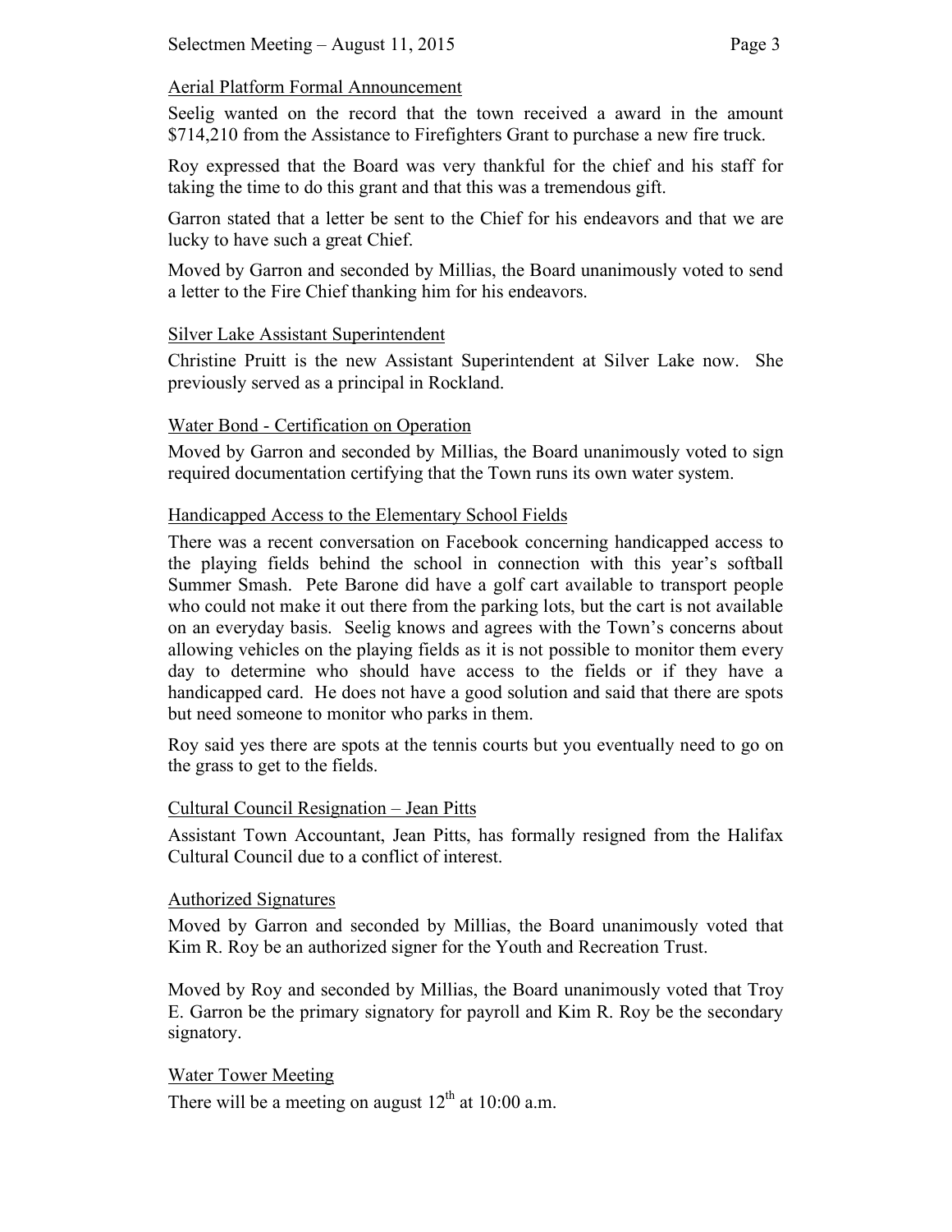### Aerial Platform Formal Announcement

Seelig wanted on the record that the town received a award in the amount $714,210 from the Assistance to Firefighters Grant to purchase a new fire truck.

Roy expressed that the Board was very thankful for the chief and his staff for taking the time to do this grant and that this was a tremendous gift.

Garron stated that a letter be sent to the Chief for his endeavors and that we are lucky to have such a great Chief.

Moved by Garron and seconded by Millias, the Board unanimously voted to send a letter to the Fire Chief thanking him for his endeavors.

### Silver Lake Assistant Superintendent

Christine Pruitt is the new Assistant Superintendent at Silver Lake now. She previously served as a principal in Rockland.

### Water Bond - Certification on Operation

Moved by Garron and seconded by Millias, the Board unanimously voted to sign required documentation certifying that the Town runs its own water system.

### Handicapped Access to the Elementary School Fields

There was a recent conversation on Facebook concerning handicapped access to the playing fields behind the school in connection with this year's softball Summer Smash. Pete Barone did have a golf cart available to transport people who could not make it out there from the parking lots, but the cart is not available on an everyday basis. Seelig knows and agrees with the Town's concerns about allowing vehicles on the playing fields as it is not possible to monitor them every day to determine who should have access to the fields or if they have a handicapped card. He does not have a good solution and said that there are spots but need someone to monitor who parks in them.

Roy said yes there are spots at the tennis courts but you eventually need to go on the grass to get to the fields.

### Cultural Council Resignation – Jean Pitts

Assistant Town Accountant, Jean Pitts, has formally resigned from the Halifax Cultural Council due to a conflict of interest.

### Authorized Signatures

Moved by Garron and seconded by Millias, the Board unanimously voted that Kim R. Roy be an authorized signer for the Youth and Recreation Trust.

Moved by Roy and seconded by Millias, the Board unanimously voted that Troy E. Garron be the primary signatory for payroll and Kim R. Roy be the secondary signatory.

### Water Tower Meeting

There will be a meeting on august 12th at 10:00 a.m.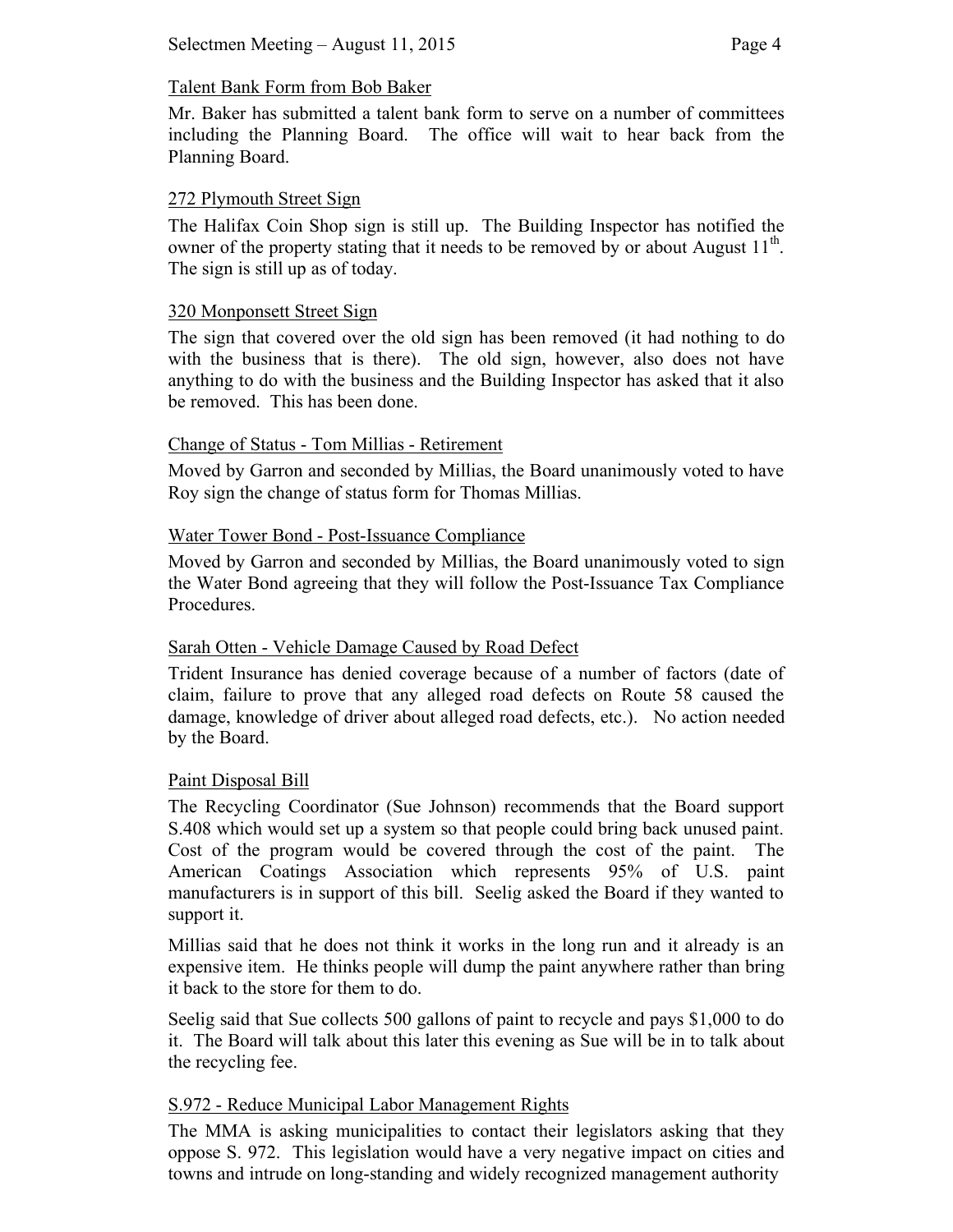### Talent Bank Form from Bob Baker

Mr. Baker has submitted a talent bank form to serve on a number of committees including the Planning Board. The office will wait to hear back from the Planning Board.

### 272 Plymouth Street Sign

The Halifax Coin Shop sign is still up. The Building Inspector has notified the owner of the property stating that it needs to be removed by or about August 11th. The sign is still up as of today.

### 320 Monponsett Street Sign

The sign that covered over the old sign has been removed (it had nothing to do with the business that is there). The old sign, however, also does not have anything to do with the business and the Building Inspector has asked that it also be removed. This has been done.

### Change of Status - Tom Millias - Retirement

Moved by Garron and seconded by Millias, the Board unanimously voted to have Roy sign the change of status form for Thomas Millias.

### Water Tower Bond - Post-Issuance Compliance

Moved by Garron and seconded by Millias, the Board unanimously voted to sign the Water Bond agreeing that they will follow the Post-Issuance Tax Compliance Procedures.

### Sarah Otten - Vehicle Damage Caused by Road Defect

Trident Insurance has denied coverage because of a number of factors (date of claim, failure to prove that any alleged road defects on Route 58 caused the damage, knowledge of driver about alleged road defects, etc.). No action needed by the Board.

### Paint Disposal Bill

The Recycling Coordinator (Sue Johnson) recommends that the Board support S.408 which would set up a system so that people could bring back unused paint. Cost of the program would be covered through the cost of the paint. The American Coatings Association which represents 95% of U.S. paint manufacturers is in support of this bill. Seelig asked the Board if they wanted to support it.

Millias said that he does not think it works in the long run and it already is an expensive item. He thinks people will dump the paint anywhere rather than bring it back to the store for them to do.

Seelig said that Sue collects 500 gallons of paint to recycle and pays $1,000 to do it. The Board will talk about this later this evening as Sue will be in to talk about the recycling fee.

### S.972 - Reduce Municipal Labor Management Rights

The MMA is asking municipalities to contact their legislators asking that they oppose S. 972. This legislation would have a very negative impact on cities and towns and intrude on long-standing and widely recognized management authority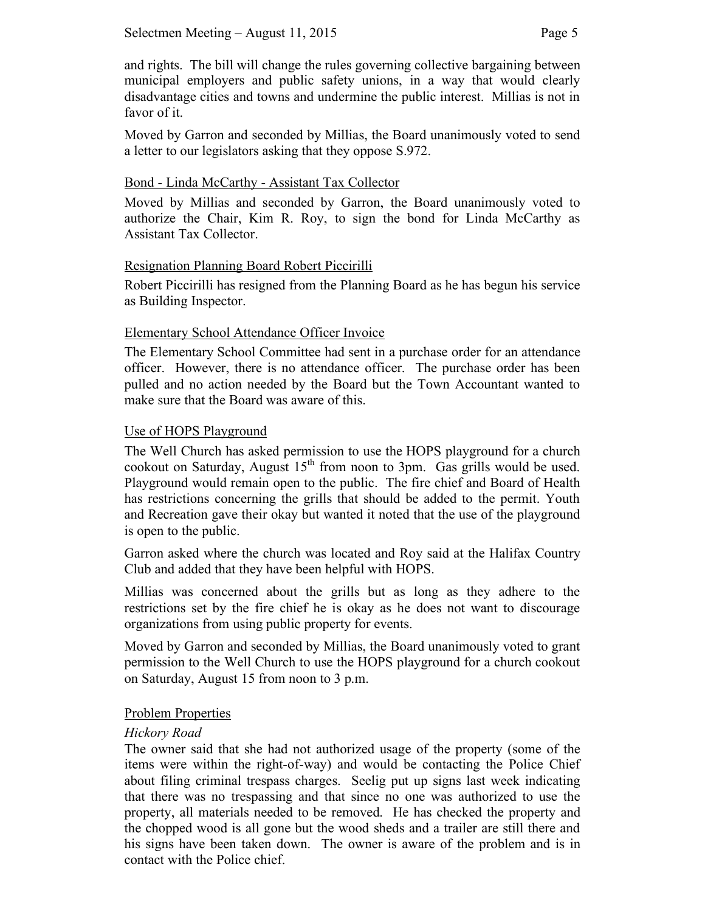and rights. The bill will change the rules governing collective bargaining between municipal employers and public safety unions, in a way that would clearly disadvantage cities and towns and undermine the public interest. Millias is not in favor of it.

Moved by Garron and seconded by Millias, the Board unanimously voted to send a letter to our legislators asking that they oppose S.972.

Bond - Linda McCarthy - Assistant Tax Collector

Moved by Millias and seconded by Garron, the Board unanimously voted to authorize the Chair, Kim R. Roy, to sign the bond for Linda McCarthy as Assistant Tax Collector.

Resignation Planning Board Robert Piccirilli

Robert Piccirilli has resigned from the Planning Board as he has begun his service as Building Inspector.

Elementary School Attendance Officer Invoice

The Elementary School Committee had sent in a purchase order for an attendance officer. However, there is no attendance officer. The purchase order has been pulled and no action needed by the Board but the Town Accountant wanted to make sure that the Board was aware of this.

Use of HOPS Playground

The Well Church has asked permission to use the HOPS playground for a church cookout on Saturday, August 15th from noon to 3pm. Gas grills would be used. Playground would remain open to the public. The fire chief and Board of Health has restrictions concerning the grills that should be added to the permit. Youth and Recreation gave their okay but wanted it noted that the use of the playground is open to the public.

Garron asked where the church was located and Roy said at the Halifax Country Club and added that they have been helpful with HOPS.

Millias was concerned about the grills but as long as they adhere to the restrictions set by the fire chief he is okay as he does not want to discourage organizations from using public property for events.

Moved by Garron and seconded by Millias, the Board unanimously voted to grant permission to the Well Church to use the HOPS playground for a church cookout on Saturday, August 15 from noon to 3 p.m.

Problem Properties

*Hickory Road*

The owner said that she had not authorized usage of the property (some of the items were within the right-of-way) and would be contacting the Police Chief about filing criminal trespass charges. Seelig put up signs last week indicating that there was no trespassing and that since no one was authorized to use the property, all materials needed to be removed. He has checked the property and the chopped wood is all gone but the wood sheds and a trailer are still there and his signs have been taken down. The owner is aware of the problem and is in contact with the Police chief.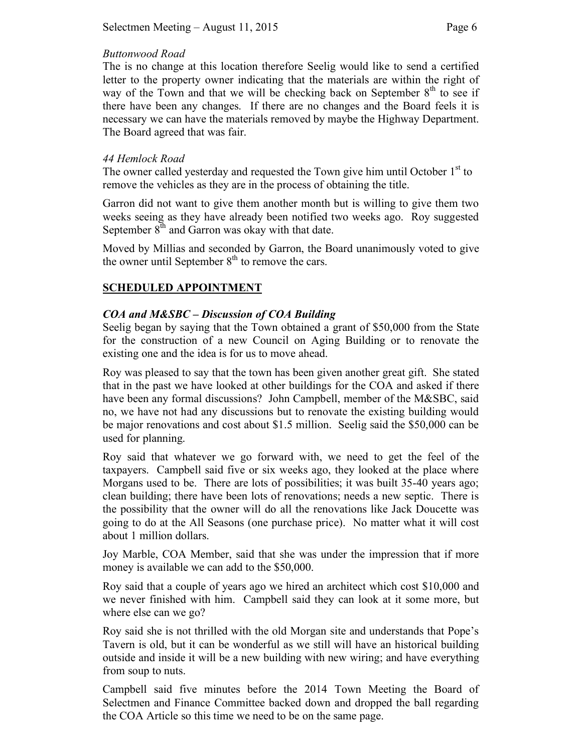*Buttonwood Road*

The is no change at this location therefore Seelig would like to send a certified letter to the property owner indicating that the materials are within the right of way of the Town and that we will be checking back on September 8th to see if there have been any changes. If there are no changes and the Board feels it is necessary we can have the materials removed by maybe the Highway Department. The Board agreed that was fair.

*44 Hemlock Road*

The owner called yesterday and requested the Town give him until October 1st to remove the vehicles as they are in the process of obtaining the title.

Garron did not want to give them another month but is willing to give them two weeks seeing as they have already been notified two weeks ago. Roy suggested September 8th and Garron was okay with that date.

Moved by Millias and seconded by Garron, the Board unanimously voted to give the owner until September 8th to remove the cars.

## SCHEDULED APPOINTMENT

### *COA and M&SBC – Discussion of COA Building*

Seelig began by saying that the Town obtained a grant of $50,000 from the State for the construction of a new Council on Aging Building or to renovate the existing one and the idea is for us to move ahead.

Roy was pleased to say that the town has been given another great gift. She stated that in the past we have looked at other buildings for the COA and asked if there have been any formal discussions? John Campbell, member of the M&SBC, said no, we have not had any discussions but to renovate the existing building would be major renovations and cost about $1.5 million. Seelig said the $50,000 can be used for planning.

Roy said that whatever we go forward with, we need to get the feel of the taxpayers. Campbell said five or six weeks ago, they looked at the place where Morgans used to be. There are lots of possibilities; it was built 35-40 years ago; clean building; there have been lots of renovations; needs a new septic. There is the possibility that the owner will do all the renovations like Jack Doucette was going to do at the All Seasons (one purchase price). No matter what it will cost about 1 million dollars.

Joy Marble, COA Member, said that she was under the impression that if more money is available we can add to the $50,000.

Roy said that a couple of years ago we hired an architect which cost $10,000 and we never finished with him. Campbell said they can look at it some more, but where else can we go?

Roy said she is not thrilled with the old Morgan site and understands that Pope's Tavern is old, but it can be wonderful as we still will have an historical building outside and inside it will be a new building with new wiring; and have everything from soup to nuts.

Campbell said five minutes before the 2014 Town Meeting the Board of Selectmen and Finance Committee backed down and dropped the ball regarding the COA Article so this time we need to be on the same page.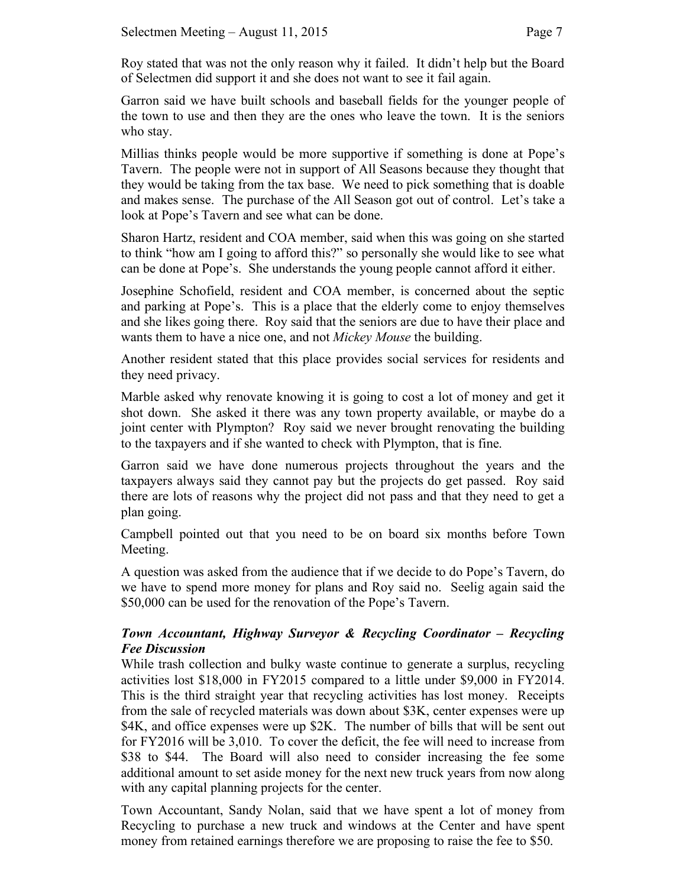Roy stated that was not the only reason why it failed. It didn't help but the Board of Selectmen did support it and she does not want to see it fail again.

Garron said we have built schools and baseball fields for the younger people of the town to use and then they are the ones who leave the town. It is the seniors who stay.

Millias thinks people would be more supportive if something is done at Pope's Tavern. The people were not in support of All Seasons because they thought that they would be taking from the tax base. We need to pick something that is doable and makes sense. The purchase of the All Season got out of control. Let's take a look at Pope's Tavern and see what can be done.

Sharon Hartz, resident and COA member, said when this was going on she started to think "how am I going to afford this?" so personally she would like to see what can be done at Pope's. She understands the young people cannot afford it either.

Josephine Schofield, resident and COA member, is concerned about the septic and parking at Pope's. This is a place that the elderly come to enjoy themselves and she likes going there. Roy said that the seniors are due to have their place and wants them to have a nice one, and not *Mickey Mouse* the building.

Another resident stated that this place provides social services for residents and they need privacy.

Marble asked why renovate knowing it is going to cost a lot of money and get it shot down. She asked it there was any town property available, or maybe do a joint center with Plympton? Roy said we never brought renovating the building to the taxpayers and if she wanted to check with Plympton, that is fine.

Garron said we have done numerous projects throughout the years and the taxpayers always said they cannot pay but the projects do get passed. Roy said there are lots of reasons why the project did not pass and that they need to get a plan going.

Campbell pointed out that you need to be on board six months before Town Meeting.

A question was asked from the audience that if we decide to do Pope's Tavern, do we have to spend more money for plans and Roy said no. Seelig again said the \$50,000 can be used for the renovation of the Pope's Tavern.

***Town Accountant, Highway Surveyor & Recycling Coordinator – Recycling Fee Discussion***

While trash collection and bulky waste continue to generate a surplus, recycling activities lost \$18,000 in FY2015 compared to a little under \$9,000 in FY2014. This is the third straight year that recycling activities has lost money. Receipts from the sale of recycled materials was down about \$3K, center expenses were up \$4K, and office expenses were up \$2K. The number of bills that will be sent out for FY2016 will be 3,010. To cover the deficit, the fee will need to increase from \$38 to \$44. The Board will also need to consider increasing the fee some additional amount to set aside money for the next new truck years from now along with any capital planning projects for the center.

Town Accountant, Sandy Nolan, said that we have spent a lot of money from Recycling to purchase a new truck and windows at the Center and have spent money from retained earnings therefore we are proposing to raise the fee to \$50.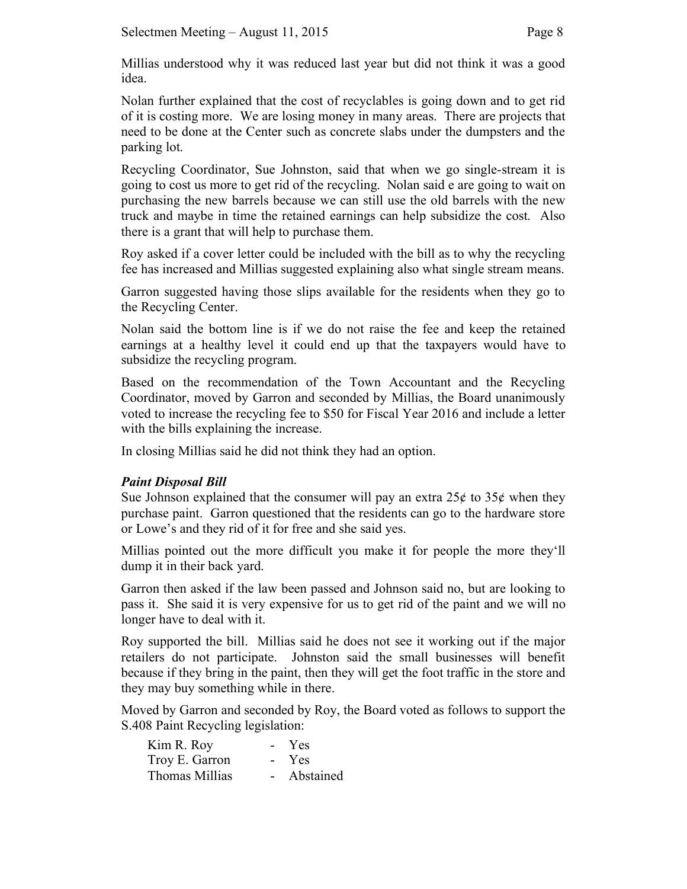Millias understood why it was reduced last year but did not think it was a good idea.

Nolan further explained that the cost of recyclables is going down and to get rid of it is costing more. We are losing money in many areas. There are projects that need to be done at the Center such as concrete slabs under the dumpsters and the parking lot.

Recycling Coordinator, Sue Johnston, said that when we go single-stream it is going to cost us more to get rid of the recycling. Nolan said e are going to wait on purchasing the new barrels because we can still use the old barrels with the new truck and maybe in time the retained earnings can help subsidize the cost. Also there is a grant that will help to purchase them.

Roy asked if a cover letter could be included with the bill as to why the recycling fee has increased and Millias suggested explaining also what single stream means.

Garron suggested having those slips available for the residents when they go to the Recycling Center.

Nolan said the bottom line is if we do not raise the fee and keep the retained earnings at a healthy level it could end up that the taxpayers would have to subsidize the recycling program.

Based on the recommendation of the Town Accountant and the Recycling Coordinator, moved by Garron and seconded by Millias, the Board unanimously voted to increase the recycling fee to $50 for Fiscal Year 2016 and include a letter with the bills explaining the increase.

In closing Millias said he did not think they had an option.

***Paint Disposal Bill***

Sue Johnson explained that the consumer will pay an extra 25¢ to 35¢ when they purchase paint. Garron questioned that the residents can go to the hardware store or Lowe's and they rid of it for free and she said yes.

Millias pointed out the more difficult you make it for people the more they'll dump it in their back yard.

Garron then asked if the law been passed and Johnson said no, but are looking to pass it. She said it is very expensive for us to get rid of the paint and we will no longer have to deal with it.

Roy supported the bill. Millias said he does not see it working out if the major retailers do not participate. Johnston said the small businesses will benefit because if they bring in the paint, then they will get the foot traffic in the store and they may buy something while in there.

Moved by Garron and seconded by Roy, the Board voted as follows to support the S.408 Paint Recycling legislation:

Kim R. Roy - Yes
Troy E. Garron - Yes
Thomas Millias - Abstained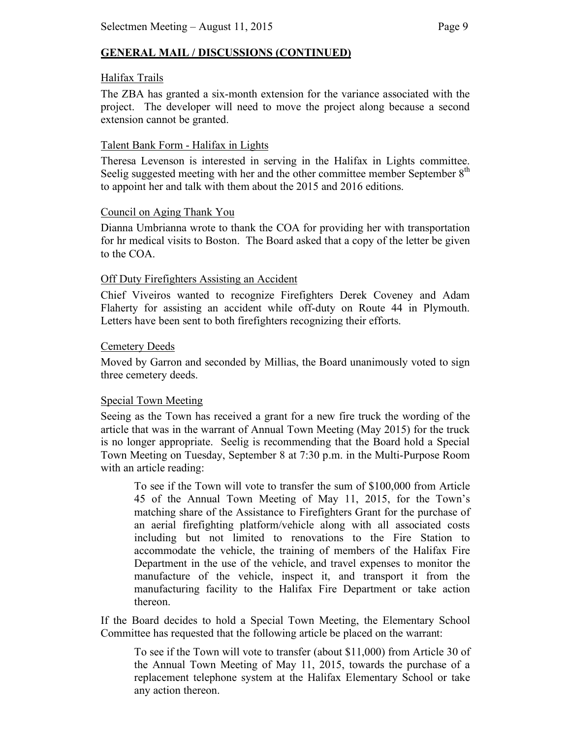## GENERAL MAIL / DISCUSSIONS (CONTINUED)

### Halifax Trails

The ZBA has granted a six-month extension for the variance associated with the project. The developer will need to move the project along because a second extension cannot be granted.

### Talent Bank Form - Halifax in Lights

Theresa Levenson is interested in serving in the Halifax in Lights committee. Seelig suggested meeting with her and the other committee member September 8th to appoint her and talk with them about the 2015 and 2016 editions.

### Council on Aging Thank You

Dianna Umbrianna wrote to thank the COA for providing her with transportation for hr medical visits to Boston. The Board asked that a copy of the letter be given to the COA.

### Off Duty Firefighters Assisting an Accident

Chief Viveiros wanted to recognize Firefighters Derek Coveney and Adam Flaherty for assisting an accident while off-duty on Route 44 in Plymouth. Letters have been sent to both firefighters recognizing their efforts.

### Cemetery Deeds

Moved by Garron and seconded by Millias, the Board unanimously voted to sign three cemetery deeds.

### Special Town Meeting

Seeing as the Town has received a grant for a new fire truck the wording of the article that was in the warrant of Annual Town Meeting (May 2015) for the truck is no longer appropriate. Seelig is recommending that the Board hold a Special Town Meeting on Tuesday, September 8 at 7:30 p.m. in the Multi-Purpose Room with an article reading:

> To see if the Town will vote to transfer the sum of $100,000 from Article 45 of the Annual Town Meeting of May 11, 2015, for the Town's matching share of the Assistance to Firefighters Grant for the purchase of an aerial firefighting platform/vehicle along with all associated costs including but not limited to renovations to the Fire Station to accommodate the vehicle, the training of members of the Halifax Fire Department in the use of the vehicle, and travel expenses to monitor the manufacture of the vehicle, inspect it, and transport it from the manufacturing facility to the Halifax Fire Department or take action thereon.

If the Board decides to hold a Special Town Meeting, the Elementary School Committee has requested that the following article be placed on the warrant:

> To see if the Town will vote to transfer (about $11,000) from Article 30 of the Annual Town Meeting of May 11, 2015, towards the purchase of a replacement telephone system at the Halifax Elementary School or take any action thereon.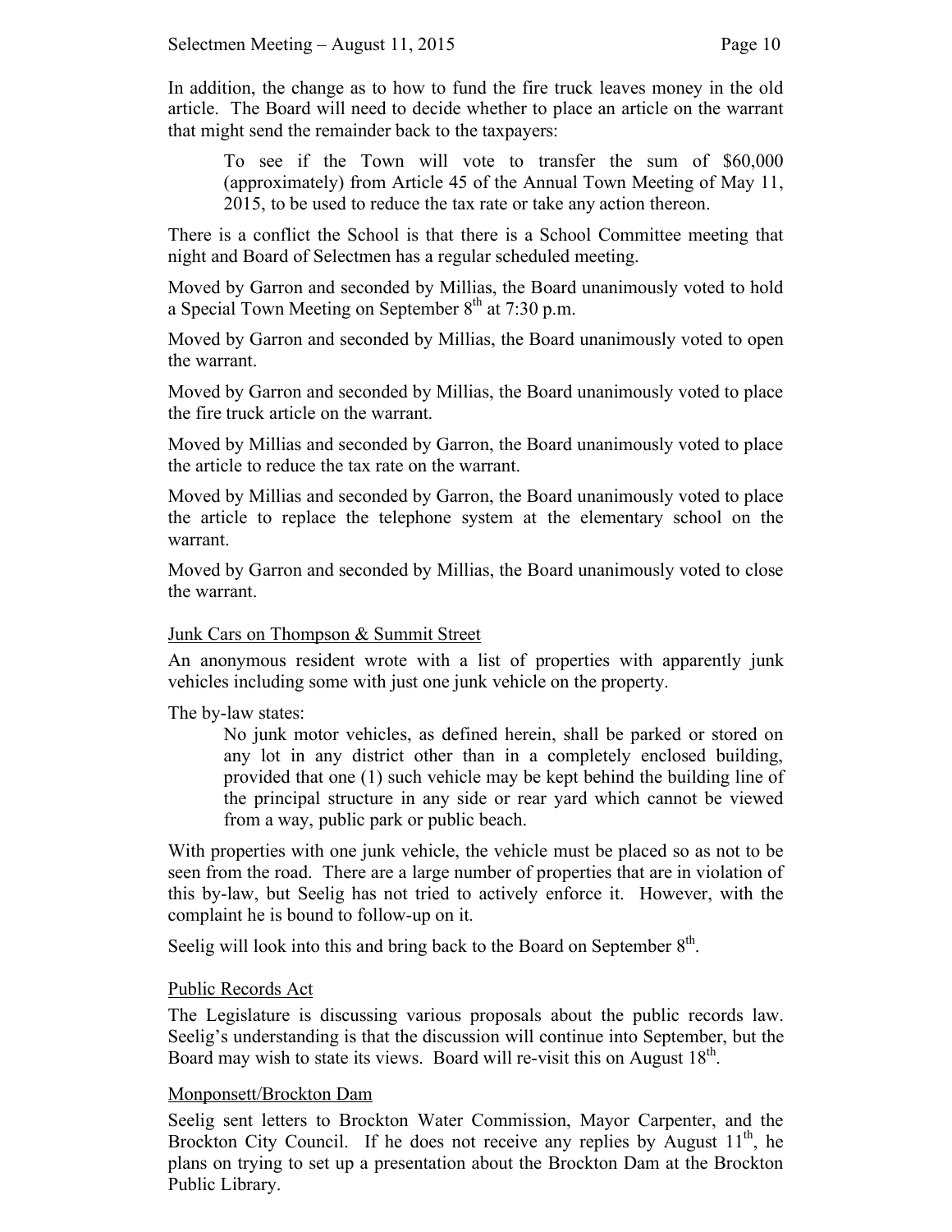In addition, the change as to how to fund the fire truck leaves money in the old article. The Board will need to decide whether to place an article on the warrant that might send the remainder back to the taxpayers:

> To see if the Town will vote to transfer the sum of $60,000 (approximately) from Article 45 of the Annual Town Meeting of May 11, 2015, to be used to reduce the tax rate or take any action thereon.

There is a conflict the School is that there is a School Committee meeting that night and Board of Selectmen has a regular scheduled meeting.

Moved by Garron and seconded by Millias, the Board unanimously voted to hold a Special Town Meeting on September 8th at 7:30 p.m.

Moved by Garron and seconded by Millias, the Board unanimously voted to open the warrant.

Moved by Garron and seconded by Millias, the Board unanimously voted to place the fire truck article on the warrant.

Moved by Millias and seconded by Garron, the Board unanimously voted to place the article to reduce the tax rate on the warrant.

Moved by Millias and seconded by Garron, the Board unanimously voted to place the article to replace the telephone system at the elementary school on the warrant.

Moved by Garron and seconded by Millias, the Board unanimously voted to close the warrant.

Junk Cars on Thompson & Summit Street

An anonymous resident wrote with a list of properties with apparently junk vehicles including some with just one junk vehicle on the property.

The by-law states:

> No junk motor vehicles, as defined herein, shall be parked or stored on any lot in any district other than in a completely enclosed building, provided that one (1) such vehicle may be kept behind the building line of the principal structure in any side or rear yard which cannot be viewed from a way, public park or public beach.

With properties with one junk vehicle, the vehicle must be placed so as not to be seen from the road. There are a large number of properties that are in violation of this by-law, but Seelig has not tried to actively enforce it. However, with the complaint he is bound to follow-up on it.

Seelig will look into this and bring back to the Board on September 8th.

Public Records Act

The Legislature is discussing various proposals about the public records law. Seelig's understanding is that the discussion will continue into September, but the Board may wish to state its views. Board will re-visit this on August 18th.

Monponsett/Brockton Dam

Seelig sent letters to Brockton Water Commission, Mayor Carpenter, and the Brockton City Council. If he does not receive any replies by August 11th, he plans on trying to set up a presentation about the Brockton Dam at the Brockton Public Library.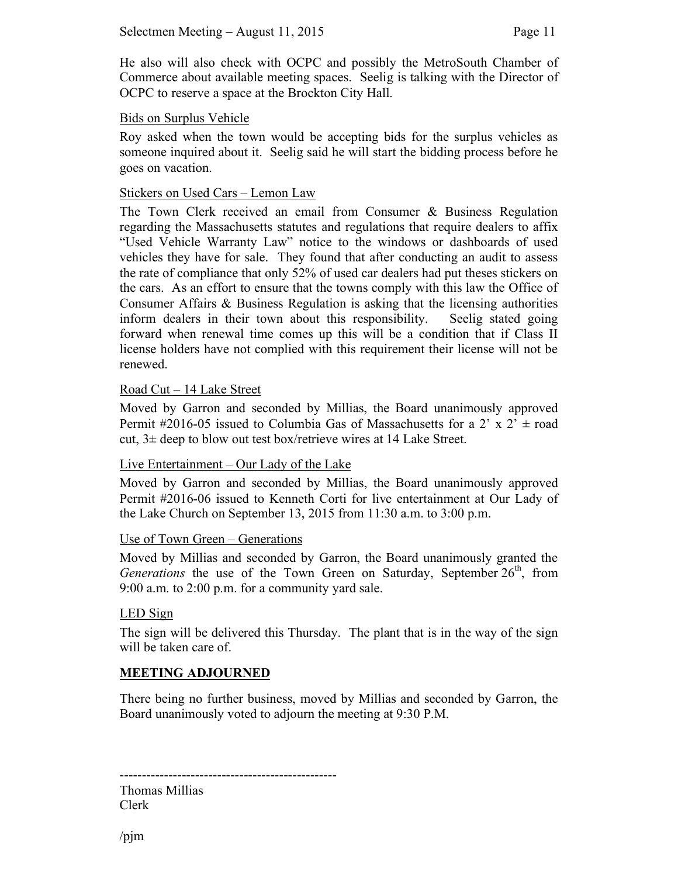He also will also check with OCPC and possibly the MetroSouth Chamber of Commerce about available meeting spaces. Seelig is talking with the Director of OCPC to reserve a space at the Brockton City Hall.

Bids on Surplus Vehicle

Roy asked when the town would be accepting bids for the surplus vehicles as someone inquired about it. Seelig said he will start the bidding process before he goes on vacation.

Stickers on Used Cars – Lemon Law

The Town Clerk received an email from Consumer & Business Regulation regarding the Massachusetts statutes and regulations that require dealers to affix "Used Vehicle Warranty Law" notice to the windows or dashboards of used vehicles they have for sale. They found that after conducting an audit to assess the rate of compliance that only 52% of used car dealers had put theses stickers on the cars. As an effort to ensure that the towns comply with this law the Office of Consumer Affairs & Business Regulation is asking that the licensing authorities inform dealers in their town about this responsibility. Seelig stated going forward when renewal time comes up this will be a condition that if Class II license holders have not complied with this requirement their license will not be renewed.

Road Cut – 14 Lake Street

Moved by Garron and seconded by Millias, the Board unanimously approved Permit #2016-05 issued to Columbia Gas of Massachusetts for a 2' x 2' ± road cut, 3± deep to blow out test box/retrieve wires at 14 Lake Street.

Live Entertainment – Our Lady of the Lake

Moved by Garron and seconded by Millias, the Board unanimously approved Permit #2016-06 issued to Kenneth Corti for live entertainment at Our Lady of the Lake Church on September 13, 2015 from 11:30 a.m. to 3:00 p.m.

Use of Town Green – Generations

Moved by Millias and seconded by Garron, the Board unanimously granted the *Generations* the use of the Town Green on Saturday, September 26th, from 9:00 a.m. to 2:00 p.m. for a community yard sale.

LED Sign

The sign will be delivered this Thursday. The plant that is in the way of the sign will be taken care of.

## MEETING ADJOURNED

There being no further business, moved by Millias and seconded by Garron, the Board unanimously voted to adjourn the meeting at 9:30 P.M.

-------------------------------------------------

Thomas Millias
Clerk

/pjm